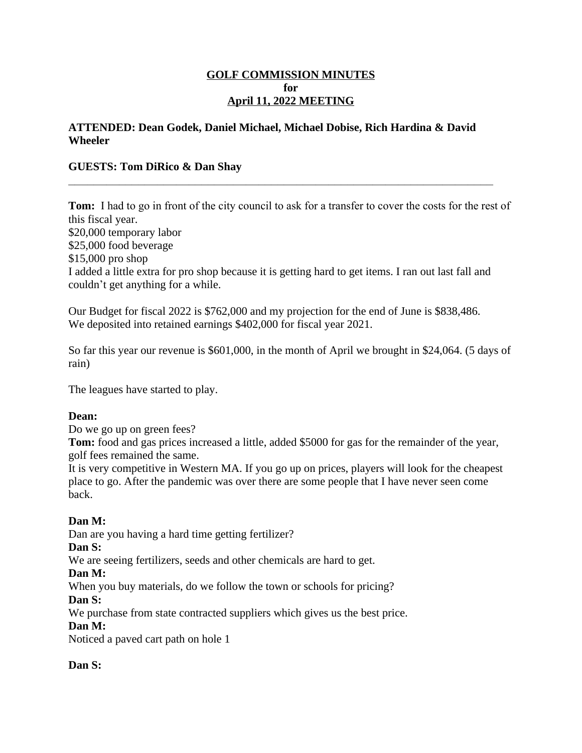# GOLF COMMISSION MINUTES
## for
## April 11, 2022 MEETING

**ATTENDED: Dean Godek, Daniel Michael, Michael Dobise, Rich Hardina & David Wheeler**

**GUESTS: Tom DiRico & Dan Shay**

---

**Tom:** I had to go in front of the city council to ask for a transfer to cover the costs for the rest of this fiscal year.
$20,000 temporary labor
$25,000 food beverage
$15,000 pro shop
I added a little extra for pro shop because it is getting hard to get items. I ran out last fall and couldn't get anything for a while.

Our Budget for fiscal 2022 is $762,000 and my projection for the end of June is $838,486.
We deposited into retained earnings $402,000 for fiscal year 2021.

So far this year our revenue is $601,000, in the month of April we brought in $24,064. (5 days of rain)

The leagues have started to play.

**Dean:**
Do we go up on green fees?
**Tom:** food and gas prices increased a little, added $5000 for gas for the remainder of the year, golf fees remained the same.
It is very competitive in Western MA. If you go up on prices, players will look for the cheapest place to go. After the pandemic was over there are some people that I have never seen come back.

**Dan M:**
Dan are you having a hard time getting fertilizer?
**Dan S:**
We are seeing fertilizers, seeds and other chemicals are hard to get.
**Dan M:**
When you buy materials, do we follow the town or schools for pricing?
**Dan S:**
We purchase from state contracted suppliers which gives us the best price.
**Dan M:**
Noticed a paved cart path on hole 1

**Dan S:**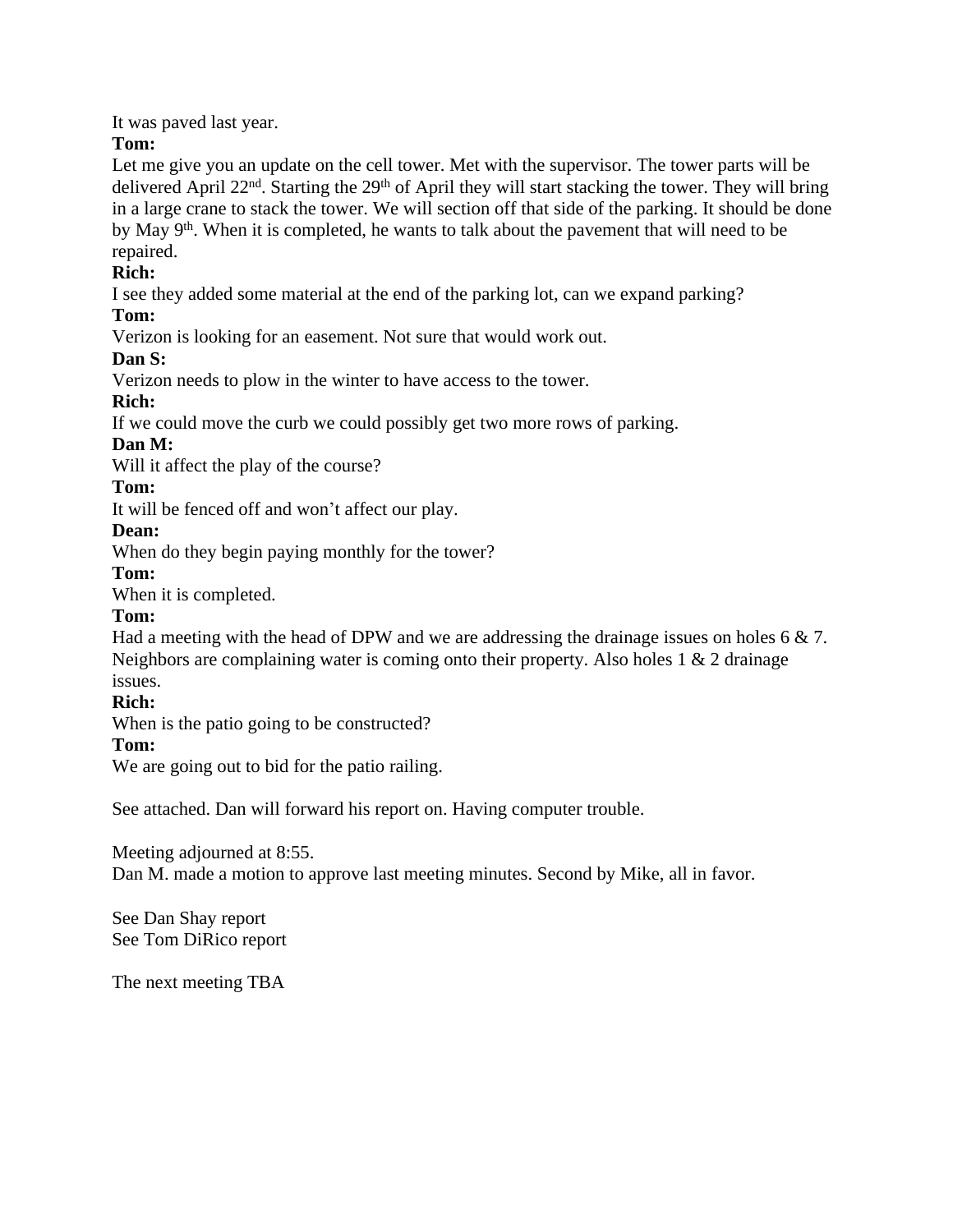It was paved last year.

**Tom:**

Let me give you an update on the cell tower. Met with the supervisor. The tower parts will be delivered April 22nd. Starting the 29th of April they will start stacking the tower. They will bring in a large crane to stack the tower. We will section off that side of the parking. It should be done by May 9th. When it is completed, he wants to talk about the pavement that will need to be repaired.

**Rich:**

I see they added some material at the end of the parking lot, can we expand parking?

**Tom:**

Verizon is looking for an easement. Not sure that would work out.

**Dan S:**

Verizon needs to plow in the winter to have access to the tower.

**Rich:**

If we could move the curb we could possibly get two more rows of parking.

**Dan M:**

Will it affect the play of the course?

**Tom:**

It will be fenced off and won't affect our play.

**Dean:**

When do they begin paying monthly for the tower?

**Tom:**

When it is completed.

**Tom:**

Had a meeting with the head of DPW and we are addressing the drainage issues on holes 6 & 7. Neighbors are complaining water is coming onto their property. Also holes 1 & 2 drainage issues.

**Rich:**

When is the patio going to be constructed?

**Tom:**

We are going out to bid for the patio railing.

See attached. Dan will forward his report on. Having computer trouble.

Meeting adjourned at 8:55.
Dan M. made a motion to approve last meeting minutes. Second by Mike, all in favor.

See Dan Shay report
See Tom DiRico report

The next meeting TBA